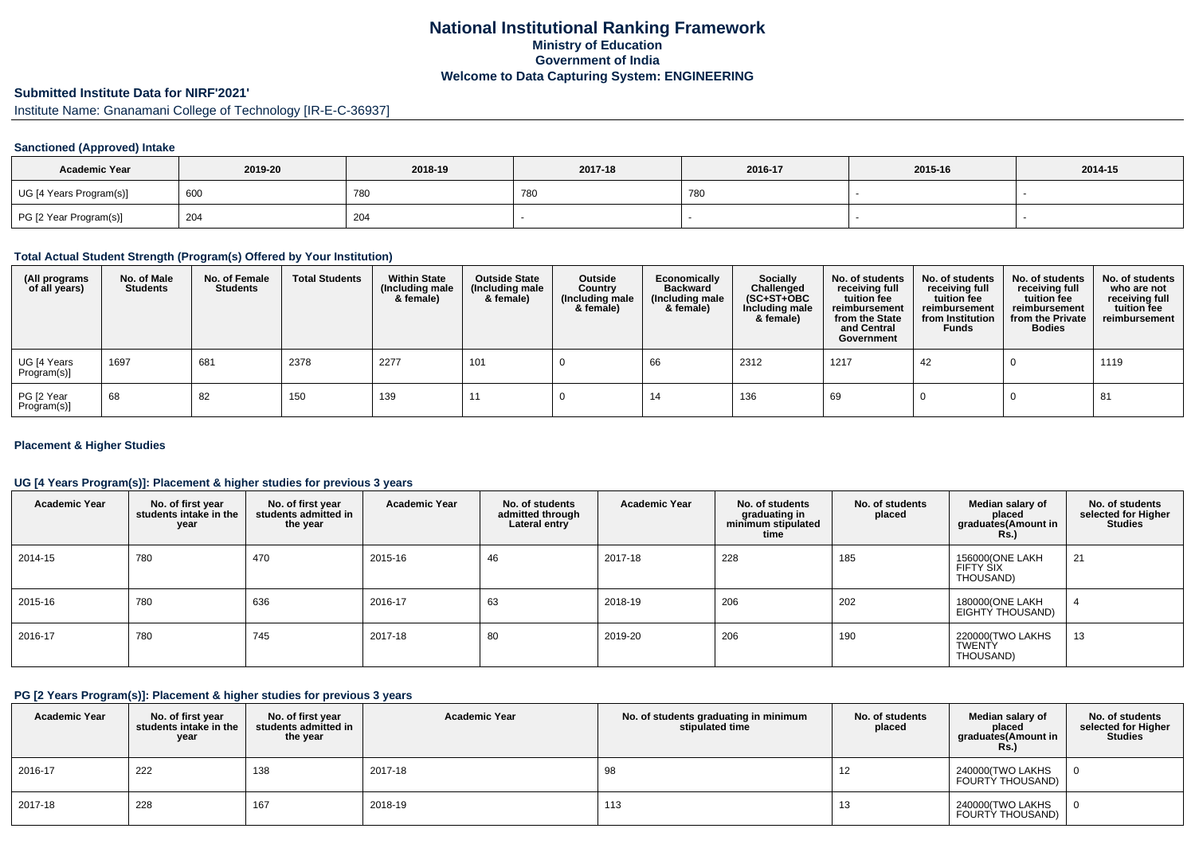# National Institutional Ranking Framework

## Ministry of Education

## Government of India

## Welcome to Data Capturing System: ENGINEERING

### Submitted Institute Data for NIRF'2021'

Institute Name: Gnanamani College of Technology [IR-E-C-36937]

### Sanctioned (Approved) Intake

| Academic Year | 2019-20 | 2018-19 | 2017-18 | 2016-17 | 2015-16 | 2014-15 |
|---|---|---|---|---|---|---|
| UG [4 Years Program(s)] | 600 | 780 | 780 | 780 | - | - |
| PG [2 Year Program(s)] | 204 | 204 | - | - | - | - |

### Total Actual Student Strength (Program(s) Offered by Your Institution)

| (All programs of all years) | No. of Male Students | No. of Female Students | Total Students | Within State (Including male & female) | Outside State (Including male & female) | Outside Country (Including male & female) | Economically Backward (Including male & female) | Socially Challenged (SC+ST+OBC Including male & female) | No. of students receiving full tuition fee reimbursement from the State and Central Government | No. of students receiving full tuition fee reimbursement from Institution Funds | No. of students receiving full tuition fee reimbursement from the Private Bodies | No. of students who are not receiving full tuition fee reimbursement |
|---|---|---|---|---|---|---|---|---|---|---|---|---|
| UG [4 Years Program(s)] | 1697 | 681 | 2378 | 2277 | 101 | 0 | 66 | 2312 | 1217 | 42 | 0 | 1119 |
| PG [2 Year Program(s)] | 68 | 82 | 150 | 139 | 11 | 0 | 14 | 136 | 69 | 0 | 0 | 81 |

### Placement & Higher Studies

### UG [4 Years Program(s)]: Placement & higher studies for previous 3 years

| Academic Year | No. of first year students intake in the year | No. of first year students admitted in the year | Academic Year | No. of students admitted through Lateral entry | Academic Year | No. of students graduating in minimum stipulated time | No. of students placed | Median salary of placed graduates(Amount in Rs.) | No. of students selected for Higher Studies |
|---|---|---|---|---|---|---|---|---|---|
| 2014-15 | 780 | 470 | 2015-16 | 46 | 2017-18 | 228 | 185 | 156000(ONE LAKH FIFTY SIX THOUSAND) | 21 |
| 2015-16 | 780 | 636 | 2016-17 | 63 | 2018-19 | 206 | 202 | 180000(ONE LAKH EIGHTY THOUSAND) | 4 |
| 2016-17 | 780 | 745 | 2017-18 | 80 | 2019-20 | 206 | 190 | 220000(TWO LAKHS TWENTY THOUSAND) | 13 |

### PG [2 Years Program(s)]: Placement & higher studies for previous 3 years

| Academic Year | No. of first year students intake in the year | No. of first year students admitted in the year | Academic Year | No. of students graduating in minimum stipulated time | No. of students placed | Median salary of placed graduates(Amount in Rs.) | No. of students selected for Higher Studies |
|---|---|---|---|---|---|---|---|
| 2016-17 | 222 | 138 | 2017-18 | 98 | 12 | 240000(TWO LAKHS FOURTY THOUSAND) | 0 |
| 2017-18 | 228 | 167 | 2018-19 | 113 | 13 | 240000(TWO LAKHS FOURTY THOUSAND) | 0 |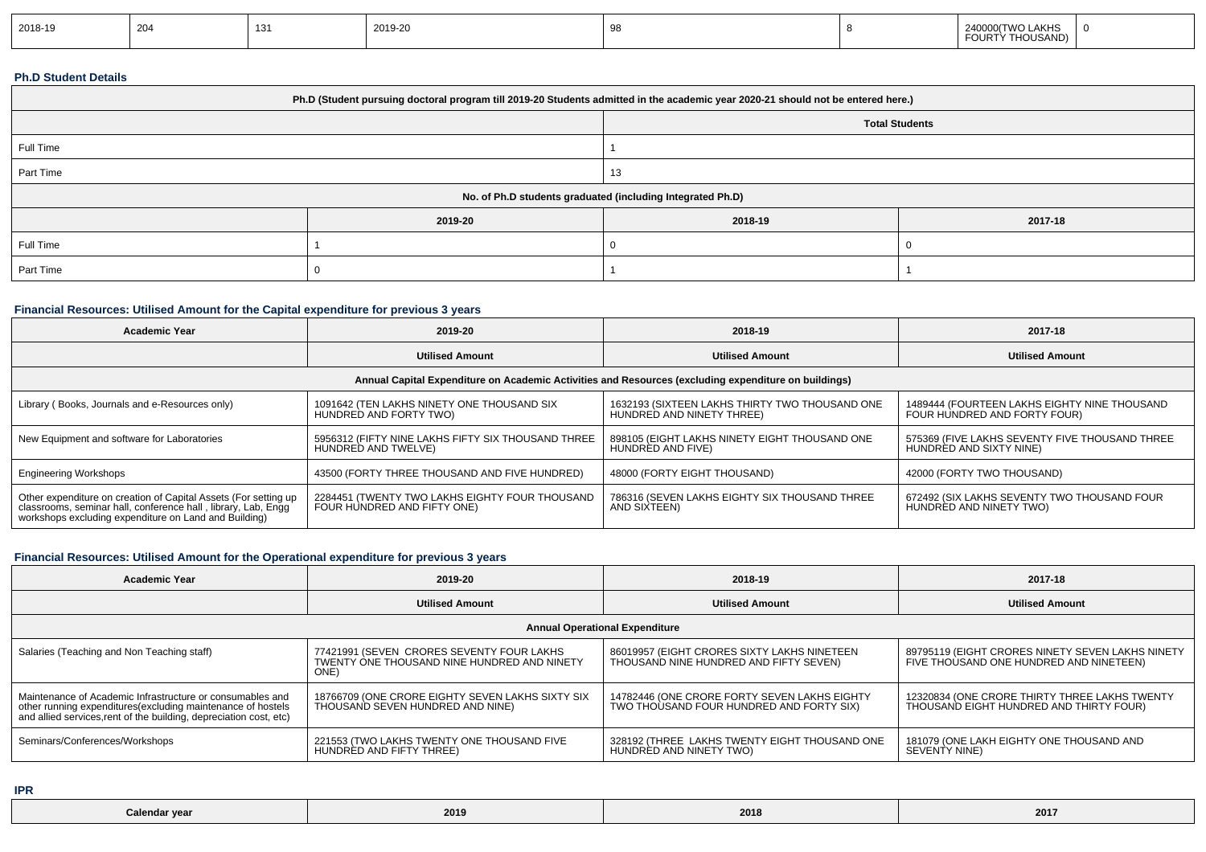| 2018-19 | 204 | 131 | 2019-20 | 98 | 8 | 240000(TWO LAKHS FOURTY THOUSAND) | 0 |
|---|---|---|---|---|---|---|---|

### Ph.D Student Details

| Ph.D (Student pursuing doctoral program till 2019-20 Students admitted in the academic year 2020-21 should not be entered here.) | | | |
|---|---|---|---|
| | | Total Students | |
| Full Time | | 1 | |
| Part Time | | 13 | |
| No. of Ph.D students graduated (including Integrated Ph.D) | | | |
| | 2019-20 | 2018-19 | 2017-18 |
| Full Time | 1 | 0 | 0 |
| Part Time | 0 | 1 | 1 |

### Financial Resources: Utilised Amount for the Capital expenditure for previous 3 years

| Academic Year | 2019-20 | 2018-19 | 2017-18 |
|---|---|---|---|
| | Utilised Amount | Utilised Amount | Utilised Amount |
| Annual Capital Expenditure on Academic Activities and Resources (excluding expenditure on buildings) | | | |
| Library ( Books, Journals and e-Resources only) | 1091642 (TEN LAKHS NINETY ONE THOUSAND SIX HUNDRED AND FORTY TWO) | 1632193 (SIXTEEN LAKHS THIRTY TWO THOUSAND ONE HUNDRED AND NINETY THREE) | 1489444 (FOURTEEN LAKHS EIGHTY NINE THOUSAND FOUR HUNDRED AND FORTY FOUR) |
| New Equipment and software for Laboratories | 5956312 (FIFTY NINE LAKHS FIFTY SIX THOUSAND THREE HUNDRED AND TWELVE) | 898105 (EIGHT LAKHS NINETY EIGHT THOUSAND ONE HUNDRED AND FIVE) | 575369 (FIVE LAKHS SEVENTY FIVE THOUSAND THREE HUNDRED AND SIXTY NINE) |
| Engineering Workshops | 43500 (FORTY THREE THOUSAND AND FIVE HUNDRED) | 48000 (FORTY EIGHT THOUSAND) | 42000 (FORTY TWO THOUSAND) |
| Other expenditure on creation of Capital Assets (For setting up classrooms, seminar hall, conference hall , library, Lab, Engg workshops excluding expenditure on Land and Building) | 2284451 (TWENTY TWO LAKHS EIGHTY FOUR THOUSAND FOUR HUNDRED AND FIFTY ONE) | 786316 (SEVEN LAKHS EIGHTY SIX THOUSAND THREE AND SIXTEEN) | 672492 (SIX LAKHS SEVENTY TWO THOUSAND FOUR HUNDRED AND NINETY TWO) |

### Financial Resources: Utilised Amount for the Operational expenditure for previous 3 years

| Academic Year | 2019-20 | 2018-19 | 2017-18 |
|---|---|---|---|
| | Utilised Amount | Utilised Amount | Utilised Amount |
| Annual Operational Expenditure | | | |
| Salaries (Teaching and Non Teaching staff) | 77421991 (SEVEN CRORES SEVENTY FOUR LAKHS TWENTY ONE THOUSAND NINE HUNDRED AND NINETY ONE) | 86019957 (EIGHT CRORES SIXTY LAKHS NINETEEN THOUSAND NINE HUNDRED AND FIFTY SEVEN) | 89795119 (EIGHT CRORES NINETY SEVEN LAKHS NINETY FIVE THOUSAND ONE HUNDRED AND NINETEEN) |
| Maintenance of Academic Infrastructure or consumables and other running expenditures(excluding maintenance of hostels and allied services,rent of the building, depreciation cost, etc) | 18766709 (ONE CRORE EIGHTY SEVEN LAKHS SIXTY SIX THOUSAND SEVEN HUNDRED AND NINE) | 14782446 (ONE CRORE FORTY SEVEN LAKHS EIGHTY TWO THOUSAND FOUR HUNDRED AND FORTY SIX) | 12320834 (ONE CRORE THIRTY THREE LAKHS TWENTY THOUSAND EIGHT HUNDRED AND THIRTY FOUR) |
| Seminars/Conferences/Workshops | 221553 (TWO LAKHS TWENTY ONE THOUSAND FIVE HUNDRED AND FIFTY THREE) | 328192 (THREE LAKHS TWENTY EIGHT THOUSAND ONE HUNDRED AND NINETY TWO) | 181079 (ONE LAKH EIGHTY ONE THOUSAND AND SEVENTY NINE) |

### IPR

| Calendar year | 2019 | 2018 | 2017 |
|---|---|---|---|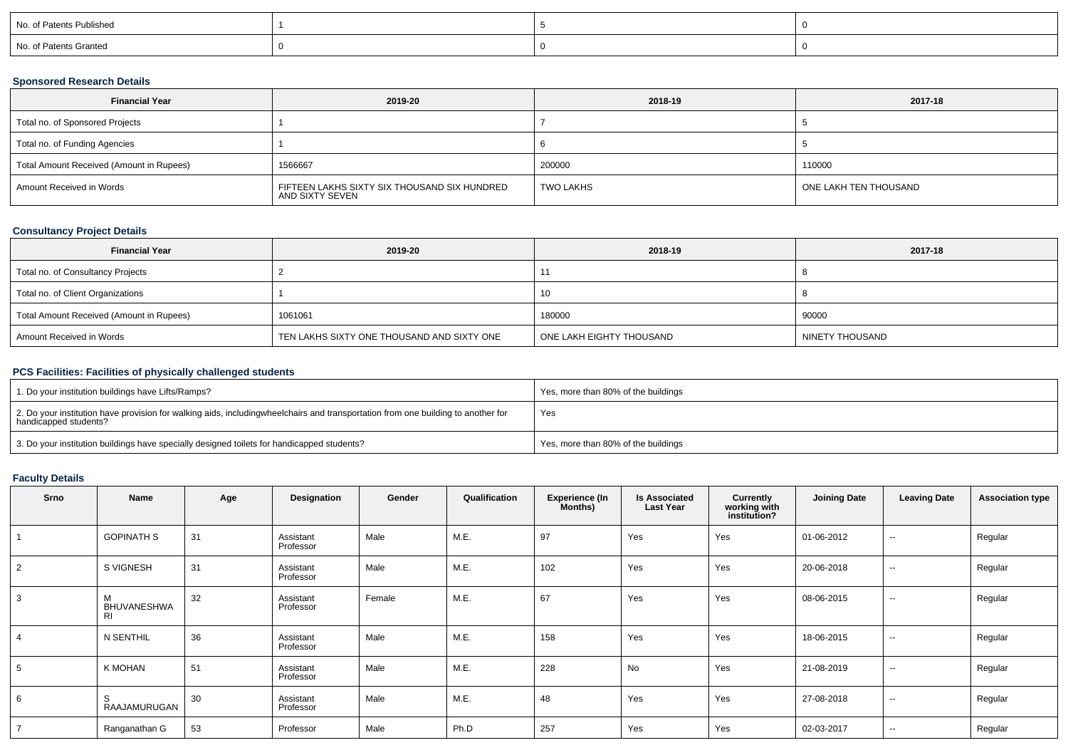| No. of Patents Published | 1 | 5 | 0 |
|---|---|---|---|
| No. of Patents Granted | 0 | 0 | 0 |

### Sponsored Research Details

| Financial Year | 2019-20 | 2018-19 | 2017-18 |
|---|---|---|---|
| Total no. of Sponsored Projects | 1 | 7 | 5 |
| Total no. of Funding Agencies | 1 | 6 | 5 |
| Total Amount Received (Amount in Rupees) | 1566667 | 200000 | 110000 |
| Amount Received in Words | FIFTEEN LAKHS SIXTY SIX THOUSAND SIX HUNDRED AND SIXTY SEVEN | TWO LAKHS | ONE LAKH TEN THOUSAND |

### Consultancy Project Details

| Financial Year | 2019-20 | 2018-19 | 2017-18 |
|---|---|---|---|
| Total no. of Consultancy Projects | 2 | 11 | 8 |
| Total no. of Client Organizations | 1 | 10 | 8 |
| Total Amount Received (Amount in Rupees) | 1061061 | 180000 | 90000 |
| Amount Received in Words | TEN LAKHS SIXTY ONE THOUSAND AND SIXTY ONE | ONE LAKH EIGHTY THOUSAND | NINETY THOUSAND |

### PCS Facilities: Facilities of physically challenged students

| 1. Do your institution buildings have Lifts/Ramps? | Yes, more than 80% of the buildings |
|---|---|
| 2. Do your institution have provision for walking aids, includingwheelchairs and transportation from one building to another for handicapped students? | Yes |
| 3. Do your institution buildings have specially designed toilets for handicapped students? | Yes, more than 80% of the buildings |

### Faculty Details

| Srno | Name | Age | Designation | Gender | Qualification | Experience (In Months) | Is Associated Last Year | Currently working with institution? | Joining Date | Leaving Date | Association type |
|---|---|---|---|---|---|---|---|---|---|---|---|
| 1 | GOPINATH S | 31 | Assistant Professor | Male | M.E. | 97 | Yes | Yes | 01-06-2012 | -- | Regular |
| 2 | S VIGNESH | 31 | Assistant Professor | Male | M.E. | 102 | Yes | Yes | 20-06-2018 | -- | Regular |
| 3 | M BHUVANESHWARI | 32 | Assistant Professor | Female | M.E. | 67 | Yes | Yes | 08-06-2015 | -- | Regular |
| 4 | N SENTHIL | 36 | Assistant Professor | Male | M.E. | 158 | Yes | Yes | 18-06-2015 | -- | Regular |
| 5 | K MOHAN | 51 | Assistant Professor | Male | M.E. | 228 | No | Yes | 21-08-2019 | -- | Regular |
| 6 | S RAAJAMURUGAN | 30 | Assistant Professor | Male | M.E. | 48 | Yes | Yes | 27-08-2018 | -- | Regular |
| 7 | Ranganathan G | 53 | Professor | Male | Ph.D | 257 | Yes | Yes | 02-03-2017 | -- | Regular |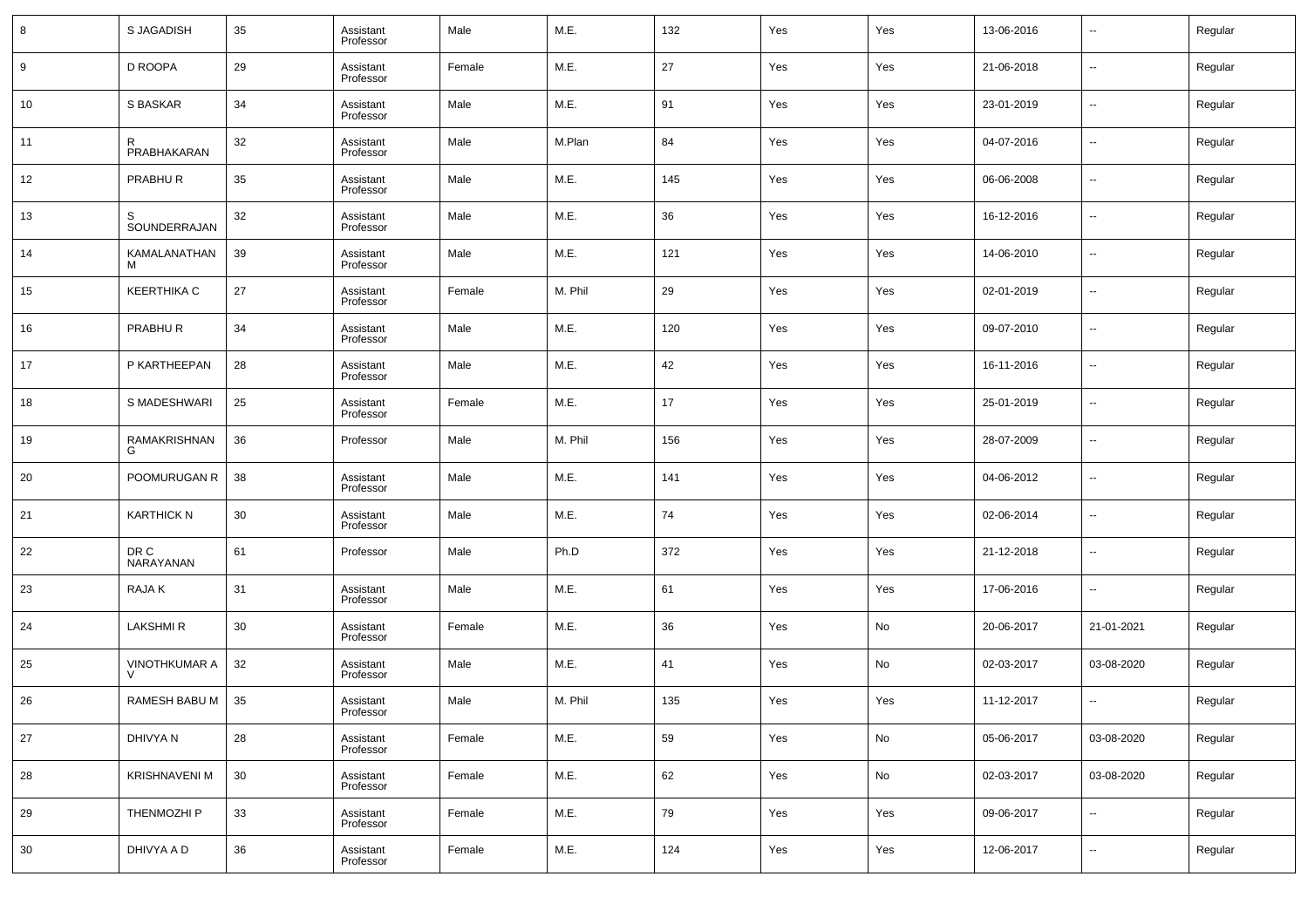| 8 | S JAGADISH | 35 | Assistant Professor | Male | M.E. | 132 | Yes | Yes | 13-06-2016 | -- | Regular |
|---|---|---|---|---|---|---|---|---|---|---|---|
| 9 | D ROOPA | 29 | Assistant Professor | Female | M.E. | 27 | Yes | Yes | 21-06-2018 | -- | Regular |
| 10 | S BASKAR | 34 | Assistant Professor | Male | M.E. | 91 | Yes | Yes | 23-01-2019 | -- | Regular |
| 11 | R PRABHAKARAN | 32 | Assistant Professor | Male | M.Plan | 84 | Yes | Yes | 04-07-2016 | -- | Regular |
| 12 | PRABHU R | 35 | Assistant Professor | Male | M.E. | 145 | Yes | Yes | 06-06-2008 | -- | Regular |
| 13 | S SOUNDERRAJAN | 32 | Assistant Professor | Male | M.E. | 36 | Yes | Yes | 16-12-2016 | -- | Regular |
| 14 | KAMALANATHAN M | 39 | Assistant Professor | Male | M.E. | 121 | Yes | Yes | 14-06-2010 | -- | Regular |
| 15 | KEERTHIKA C | 27 | Assistant Professor | Female | M. Phil | 29 | Yes | Yes | 02-01-2019 | -- | Regular |
| 16 | PRABHU R | 34 | Assistant Professor | Male | M.E. | 120 | Yes | Yes | 09-07-2010 | -- | Regular |
| 17 | P KARTHEEPAN | 28 | Assistant Professor | Male | M.E. | 42 | Yes | Yes | 16-11-2016 | -- | Regular |
| 18 | S MADESHWARI | 25 | Assistant Professor | Female | M.E. | 17 | Yes | Yes | 25-01-2019 | -- | Regular |
| 19 | RAMAKRISHNAN G | 36 | Professor | Male | M. Phil | 156 | Yes | Yes | 28-07-2009 | -- | Regular |
| 20 | POOMURUGAN R | 38 | Assistant Professor | Male | M.E. | 141 | Yes | Yes | 04-06-2012 | -- | Regular |
| 21 | KARTHICK N | 30 | Assistant Professor | Male | M.E. | 74 | Yes | Yes | 02-06-2014 | -- | Regular |
| 22 | DR C NARAYANAN | 61 | Professor | Male | Ph.D | 372 | Yes | Yes | 21-12-2018 | -- | Regular |
| 23 | RAJA K | 31 | Assistant Professor | Male | M.E. | 61 | Yes | Yes | 17-06-2016 | -- | Regular |
| 24 | LAKSHMI R | 30 | Assistant Professor | Female | M.E. | 36 | Yes | No | 20-06-2017 | 21-01-2021 | Regular |
| 25 | VINOTHKUMAR A V | 32 | Assistant Professor | Male | M.E. | 41 | Yes | No | 02-03-2017 | 03-08-2020 | Regular |
| 26 | RAMESH BABU M | 35 | Assistant Professor | Male | M. Phil | 135 | Yes | Yes | 11-12-2017 | -- | Regular |
| 27 | DHIVYA N | 28 | Assistant Professor | Female | M.E. | 59 | Yes | No | 05-06-2017 | 03-08-2020 | Regular |
| 28 | KRISHNAVENI M | 30 | Assistant Professor | Female | M.E. | 62 | Yes | No | 02-03-2017 | 03-08-2020 | Regular |
| 29 | THENMOZHI P | 33 | Assistant Professor | Female | M.E. | 79 | Yes | Yes | 09-06-2017 | -- | Regular |
| 30 | DHIVYA A D | 36 | Assistant Professor | Female | M.E. | 124 | Yes | Yes | 12-06-2017 | -- | Regular |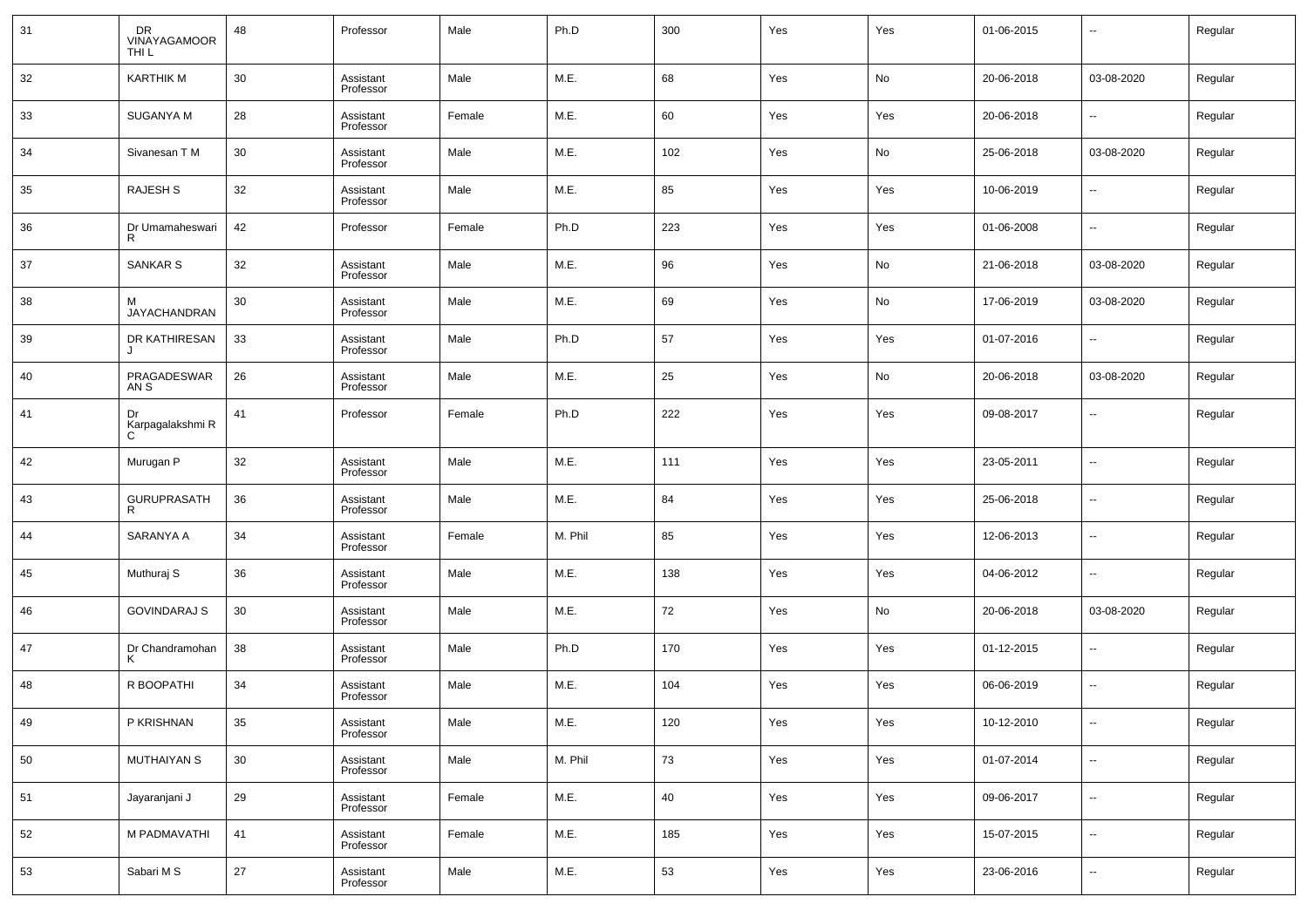| 31 | DR VINAYAGAMOORTHI L | 48 | Professor | Male | Ph.D | 300 | Yes | Yes | 01-06-2015 | -- | Regular |
|---|---|---|---|---|---|---|---|---|---|---|---|
| 32 | KARTHIK M | 30 | Assistant Professor | Male | M.E. | 68 | Yes | No | 20-06-2018 | 03-08-2020 | Regular |
| 33 | SUGANYA M | 28 | Assistant Professor | Female | M.E. | 60 | Yes | Yes | 20-06-2018 | -- | Regular |
| 34 | Sivanesan T M | 30 | Assistant Professor | Male | M.E. | 102 | Yes | No | 25-06-2018 | 03-08-2020 | Regular |
| 35 | RAJESH S | 32 | Assistant Professor | Male | M.E. | 85 | Yes | Yes | 10-06-2019 | -- | Regular |
| 36 | Dr Umamaheswari R | 42 | Professor | Female | Ph.D | 223 | Yes | Yes | 01-06-2008 | -- | Regular |
| 37 | SANKAR S | 32 | Assistant Professor | Male | M.E. | 96 | Yes | No | 21-06-2018 | 03-08-2020 | Regular |
| 38 | M JAYACHANDRAN | 30 | Assistant Professor | Male | M.E. | 69 | Yes | No | 17-06-2019 | 03-08-2020 | Regular |
| 39 | DR KATHIRESAN J | 33 | Assistant Professor | Male | Ph.D | 57 | Yes | Yes | 01-07-2016 | -- | Regular |
| 40 | PRAGADESWARAN S | 26 | Assistant Professor | Male | M.E. | 25 | Yes | No | 20-06-2018 | 03-08-2020 | Regular |
| 41 | Dr Karpagalakshmi R C | 41 | Professor | Female | Ph.D | 222 | Yes | Yes | 09-08-2017 | -- | Regular |
| 42 | Murugan P | 32 | Assistant Professor | Male | M.E. | 111 | Yes | Yes | 23-05-2011 | -- | Regular |
| 43 | GURUPRASATH R | 36 | Assistant Professor | Male | M.E. | 84 | Yes | Yes | 25-06-2018 | -- | Regular |
| 44 | SARANYA A | 34 | Assistant Professor | Female | M. Phil | 85 | Yes | Yes | 12-06-2013 | -- | Regular |
| 45 | Muthuraj S | 36 | Assistant Professor | Male | M.E. | 138 | Yes | Yes | 04-06-2012 | -- | Regular |
| 46 | GOVINDARAJ S | 30 | Assistant Professor | Male | M.E. | 72 | Yes | No | 20-06-2018 | 03-08-2020 | Regular |
| 47 | Dr Chandramohan K | 38 | Assistant Professor | Male | Ph.D | 170 | Yes | Yes | 01-12-2015 | -- | Regular |
| 48 | R BOOPATHI | 34 | Assistant Professor | Male | M.E. | 104 | Yes | Yes | 06-06-2019 | -- | Regular |
| 49 | P KRISHNAN | 35 | Assistant Professor | Male | M.E. | 120 | Yes | Yes | 10-12-2010 | -- | Regular |
| 50 | MUTHAIYAN S | 30 | Assistant Professor | Male | M. Phil | 73 | Yes | Yes | 01-07-2014 | -- | Regular |
| 51 | Jayaranjani J | 29 | Assistant Professor | Female | M.E. | 40 | Yes | Yes | 09-06-2017 | -- | Regular |
| 52 | M PADMAVATHI | 41 | Assistant Professor | Female | M.E. | 185 | Yes | Yes | 15-07-2015 | -- | Regular |
| 53 | Sabari M S | 27 | Assistant Professor | Male | M.E. | 53 | Yes | Yes | 23-06-2016 | -- | Regular |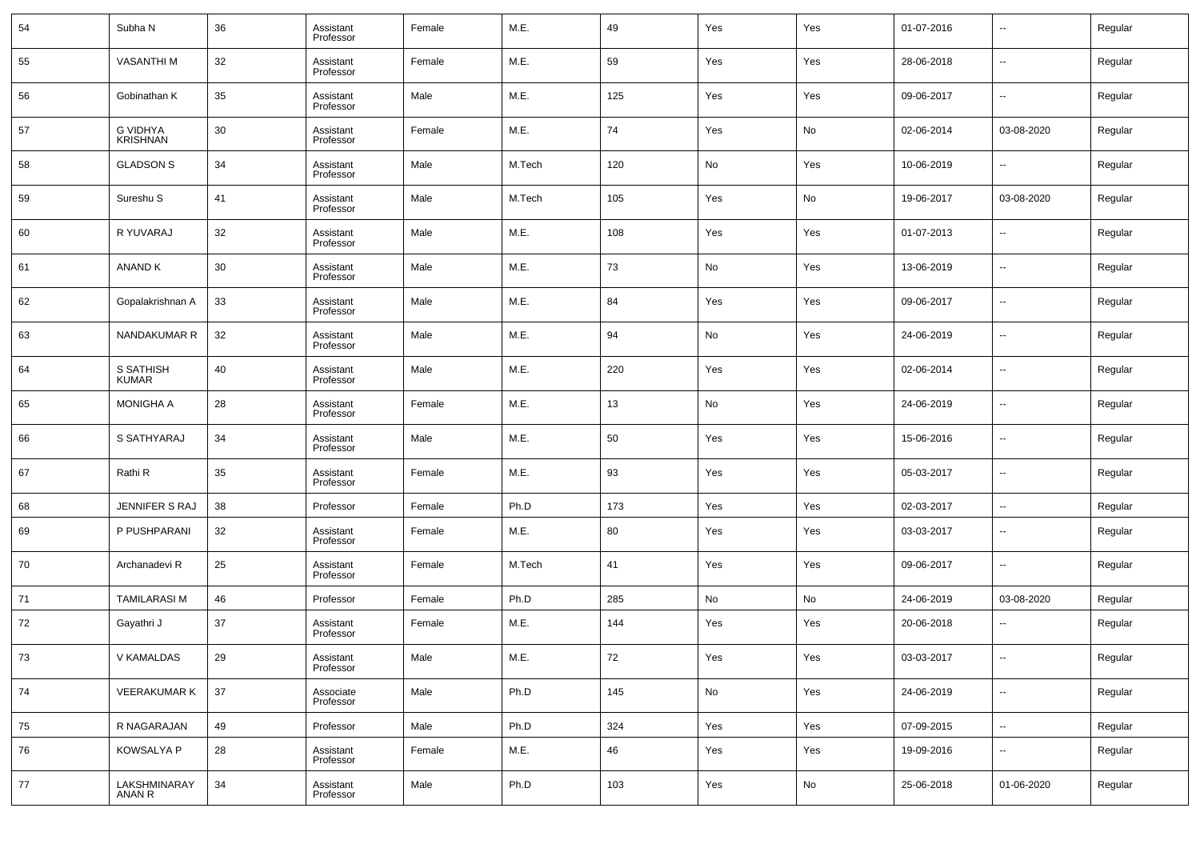| 54 | Subha N | 36 | Assistant Professor | Female | M.E. | 49 | Yes | Yes | 01-07-2016 | -- | Regular |
|---|---|---|---|---|---|---|---|---|---|---|---|
| 55 | VASANTHI M | 32 | Assistant Professor | Female | M.E. | 59 | Yes | Yes | 28-06-2018 | -- | Regular |
| 56 | Gobinathan K | 35 | Assistant Professor | Male | M.E. | 125 | Yes | Yes | 09-06-2017 | -- | Regular |
| 57 | G VIDHYA KRISHNAN | 30 | Assistant Professor | Female | M.E. | 74 | Yes | No | 02-06-2014 | 03-08-2020 | Regular |
| 58 | GLADSON S | 34 | Assistant Professor | Male | M.Tech | 120 | No | Yes | 10-06-2019 | -- | Regular |
| 59 | Sureshu S | 41 | Assistant Professor | Male | M.Tech | 105 | Yes | No | 19-06-2017 | 03-08-2020 | Regular |
| 60 | R YUVARAJ | 32 | Assistant Professor | Male | M.E. | 108 | Yes | Yes | 01-07-2013 | -- | Regular |
| 61 | ANAND K | 30 | Assistant Professor | Male | M.E. | 73 | No | Yes | 13-06-2019 | -- | Regular |
| 62 | Gopalakrishnan A | 33 | Assistant Professor | Male | M.E. | 84 | Yes | Yes | 09-06-2017 | -- | Regular |
| 63 | NANDAKUMAR R | 32 | Assistant Professor | Male | M.E. | 94 | No | Yes | 24-06-2019 | -- | Regular |
| 64 | S SATHISH KUMAR | 40 | Assistant Professor | Male | M.E. | 220 | Yes | Yes | 02-06-2014 | -- | Regular |
| 65 | MONIGHA A | 28 | Assistant Professor | Female | M.E. | 13 | No | Yes | 24-06-2019 | -- | Regular |
| 66 | S SATHYARAJ | 34 | Assistant Professor | Male | M.E. | 50 | Yes | Yes | 15-06-2016 | -- | Regular |
| 67 | Rathi R | 35 | Assistant Professor | Female | M.E. | 93 | Yes | Yes | 05-03-2017 | -- | Regular |
| 68 | JENNIFER S RAJ | 38 | Professor | Female | Ph.D | 173 | Yes | Yes | 02-03-2017 | -- | Regular |
| 69 | P PUSHPARANI | 32 | Assistant Professor | Female | M.E. | 80 | Yes | Yes | 03-03-2017 | -- | Regular |
| 70 | Archanadevi R | 25 | Assistant Professor | Female | M.Tech | 41 | Yes | Yes | 09-06-2017 | -- | Regular |
| 71 | TAMILARASI M | 46 | Professor | Female | Ph.D | 285 | No | No | 24-06-2019 | 03-08-2020 | Regular |
| 72 | Gayathri J | 37 | Assistant Professor | Female | M.E. | 144 | Yes | Yes | 20-06-2018 | -- | Regular |
| 73 | V KAMALDAS | 29 | Assistant Professor | Male | M.E. | 72 | Yes | Yes | 03-03-2017 | -- | Regular |
| 74 | VEERAKUMAR K | 37 | Associate Professor | Male | Ph.D | 145 | No | Yes | 24-06-2019 | -- | Regular |
| 75 | R NAGARAJAN | 49 | Professor | Male | Ph.D | 324 | Yes | Yes | 07-09-2015 | -- | Regular |
| 76 | KOWSALYA P | 28 | Assistant Professor | Female | M.E. | 46 | Yes | Yes | 19-09-2016 | -- | Regular |
| 77 | LAKSHMINARAYANAN R | 34 | Assistant Professor | Male | Ph.D | 103 | Yes | No | 25-06-2018 | 01-06-2020 | Regular |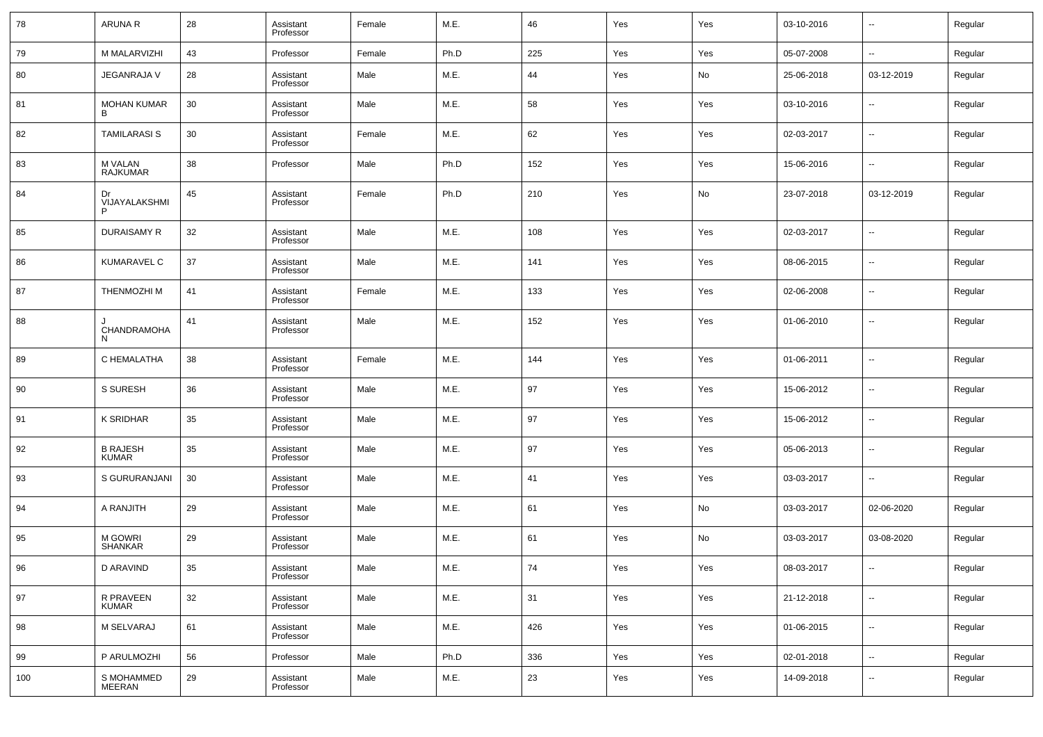| 78 | ARUNA R | 28 | Assistant Professor | Female | M.E. | 46 | Yes | Yes | 03-10-2016 | -- | Regular |
|---|---|---|---|---|---|---|---|---|---|---|---|
| 79 | M MALARVIZHI | 43 | Professor | Female | Ph.D | 225 | Yes | Yes | 05-07-2008 | -- | Regular |
| 80 | JEGANRAJA V | 28 | Assistant Professor | Male | M.E. | 44 | Yes | No | 25-06-2018 | 03-12-2019 | Regular |
| 81 | MOHAN KUMAR B | 30 | Assistant Professor | Male | M.E. | 58 | Yes | Yes | 03-10-2016 | -- | Regular |
| 82 | TAMILARASI S | 30 | Assistant Professor | Female | M.E. | 62 | Yes | Yes | 02-03-2017 | -- | Regular |
| 83 | M VALAN RAJKUMAR | 38 | Professor | Male | Ph.D | 152 | Yes | Yes | 15-06-2016 | -- | Regular |
| 84 | Dr VIJAYALAKSHMI P | 45 | Assistant Professor | Female | Ph.D | 210 | Yes | No | 23-07-2018 | 03-12-2019 | Regular |
| 85 | DURAISAMY R | 32 | Assistant Professor | Male | M.E. | 108 | Yes | Yes | 02-03-2017 | -- | Regular |
| 86 | KUMARAVEL C | 37 | Assistant Professor | Male | M.E. | 141 | Yes | Yes | 08-06-2015 | -- | Regular |
| 87 | THENMOZHI M | 41 | Assistant Professor | Female | M.E. | 133 | Yes | Yes | 02-06-2008 | -- | Regular |
| 88 | J CHANDRAMOHAN | 41 | Assistant Professor | Male | M.E. | 152 | Yes | Yes | 01-06-2010 | -- | Regular |
| 89 | C HEMALATHA | 38 | Assistant Professor | Female | M.E. | 144 | Yes | Yes | 01-06-2011 | -- | Regular |
| 90 | S SURESH | 36 | Assistant Professor | Male | M.E. | 97 | Yes | Yes | 15-06-2012 | -- | Regular |
| 91 | K SRIDHAR | 35 | Assistant Professor | Male | M.E. | 97 | Yes | Yes | 15-06-2012 | -- | Regular |
| 92 | B RAJESH KUMAR | 35 | Assistant Professor | Male | M.E. | 97 | Yes | Yes | 05-06-2013 | -- | Regular |
| 93 | S GURURANJANI | 30 | Assistant Professor | Male | M.E. | 41 | Yes | Yes | 03-03-2017 | -- | Regular |
| 94 | A RANJITH | 29 | Assistant Professor | Male | M.E. | 61 | Yes | No | 03-03-2017 | 02-06-2020 | Regular |
| 95 | M GOWRI SHANKAR | 29 | Assistant Professor | Male | M.E. | 61 | Yes | No | 03-03-2017 | 03-08-2020 | Regular |
| 96 | D ARAVIND | 35 | Assistant Professor | Male | M.E. | 74 | Yes | Yes | 08-03-2017 | -- | Regular |
| 97 | R PRAVEEN KUMAR | 32 | Assistant Professor | Male | M.E. | 31 | Yes | Yes | 21-12-2018 | -- | Regular |
| 98 | M SELVARAJ | 61 | Assistant Professor | Male | M.E. | 426 | Yes | Yes | 01-06-2015 | -- | Regular |
| 99 | P ARULMOZHI | 56 | Professor | Male | Ph.D | 336 | Yes | Yes | 02-01-2018 | -- | Regular |
| 100 | S MOHAMMED MEERAN | 29 | Assistant Professor | Male | M.E. | 23 | Yes | Yes | 14-09-2018 | -- | Regular |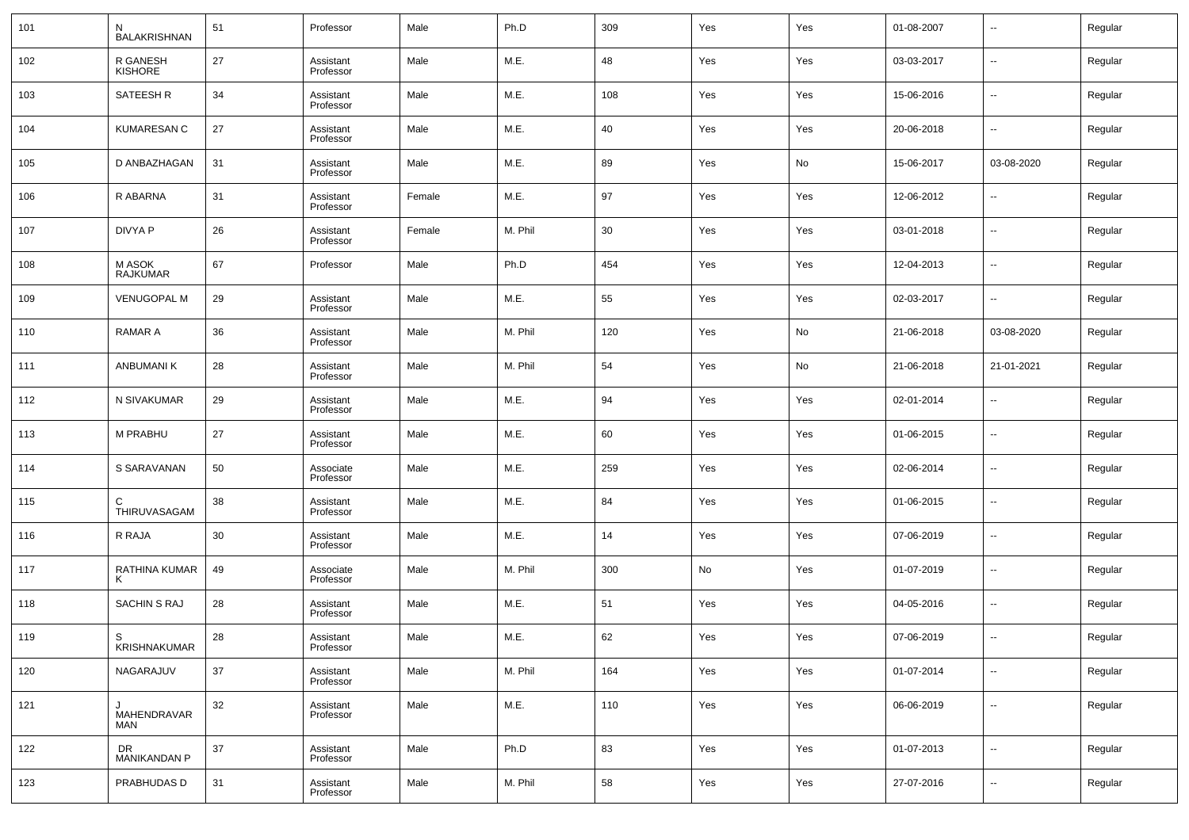| 101 | N BALAKRISHNAN | 51 | Professor | Male | Ph.D | 309 | Yes | Yes | 01-08-2007 | -- | Regular |
|---|---|---|---|---|---|---|---|---|---|---|---|
| 102 | R GANESH KISHORE | 27 | Assistant Professor | Male | M.E. | 48 | Yes | Yes | 03-03-2017 | -- | Regular |
| 103 | SATEESH R | 34 | Assistant Professor | Male | M.E. | 108 | Yes | Yes | 15-06-2016 | -- | Regular |
| 104 | KUMARESAN C | 27 | Assistant Professor | Male | M.E. | 40 | Yes | Yes | 20-06-2018 | -- | Regular |
| 105 | D ANBAZHAGAN | 31 | Assistant Professor | Male | M.E. | 89 | Yes | No | 15-06-2017 | 03-08-2020 | Regular |
| 106 | R ABARNA | 31 | Assistant Professor | Female | M.E. | 97 | Yes | Yes | 12-06-2012 | -- | Regular |
| 107 | DIVYA P | 26 | Assistant Professor | Female | M. Phil | 30 | Yes | Yes | 03-01-2018 | -- | Regular |
| 108 | M ASOK RAJKUMAR | 67 | Professor | Male | Ph.D | 454 | Yes | Yes | 12-04-2013 | -- | Regular |
| 109 | VENUGOPAL M | 29 | Assistant Professor | Male | M.E. | 55 | Yes | Yes | 02-03-2017 | -- | Regular |
| 110 | RAMAR A | 36 | Assistant Professor | Male | M. Phil | 120 | Yes | No | 21-06-2018 | 03-08-2020 | Regular |
| 111 | ANBUMANI K | 28 | Assistant Professor | Male | M. Phil | 54 | Yes | No | 21-06-2018 | 21-01-2021 | Regular |
| 112 | N SIVAKUMAR | 29 | Assistant Professor | Male | M.E. | 94 | Yes | Yes | 02-01-2014 | -- | Regular |
| 113 | M PRABHU | 27 | Assistant Professor | Male | M.E. | 60 | Yes | Yes | 01-06-2015 | -- | Regular |
| 114 | S SARAVANAN | 50 | Associate Professor | Male | M.E. | 259 | Yes | Yes | 02-06-2014 | -- | Regular |
| 115 | C THIRUVASAGAM | 38 | Assistant Professor | Male | M.E. | 84 | Yes | Yes | 01-06-2015 | -- | Regular |
| 116 | R RAJA | 30 | Assistant Professor | Male | M.E. | 14 | Yes | Yes | 07-06-2019 | -- | Regular |
| 117 | RATHINA KUMAR K | 49 | Associate Professor | Male | M. Phil | 300 | No | Yes | 01-07-2019 | -- | Regular |
| 118 | SACHIN S RAJ | 28 | Assistant Professor | Male | M.E. | 51 | Yes | Yes | 04-05-2016 | -- | Regular |
| 119 | S KRISHNAKUMAR | 28 | Assistant Professor | Male | M.E. | 62 | Yes | Yes | 07-06-2019 | -- | Regular |
| 120 | NAGARAJUV | 37 | Assistant Professor | Male | M. Phil | 164 | Yes | Yes | 01-07-2014 | -- | Regular |
| 121 | J MAHENDRAVAR MAN | 32 | Assistant Professor | Male | M.E. | 110 | Yes | Yes | 06-06-2019 | -- | Regular |
| 122 | DR MANIKANDAN P | 37 | Assistant Professor | Male | Ph.D | 83 | Yes | Yes | 01-07-2013 | -- | Regular |
| 123 | PRABHUDAS D | 31 | Assistant Professor | Male | M. Phil | 58 | Yes | Yes | 27-07-2016 | -- | Regular |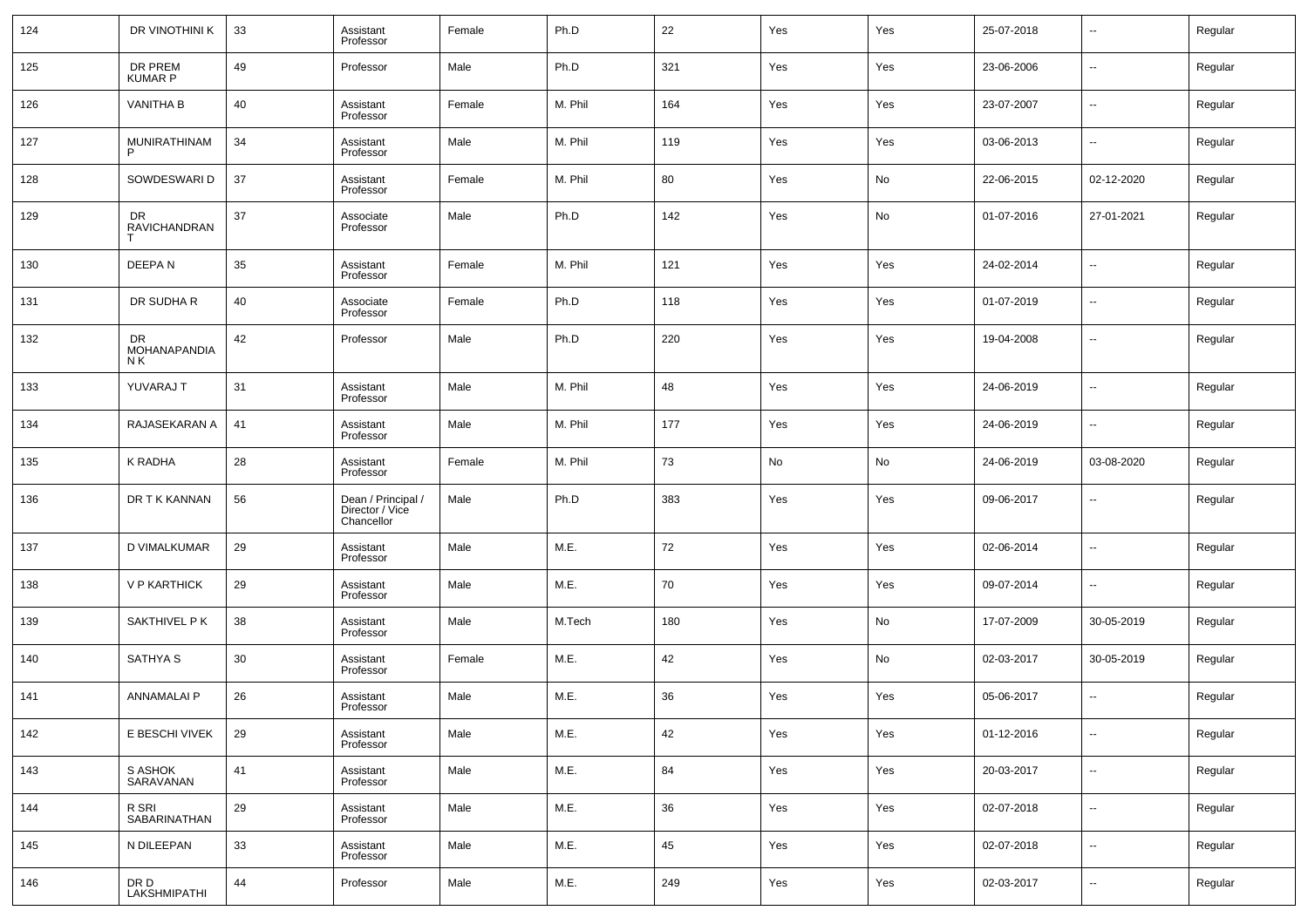| 124 | DR VINOTHINI K | 33 | Assistant Professor | Female | Ph.D | 22 | Yes | Yes | 25-07-2018 | -- | Regular |
|---|---|---|---|---|---|---|---|---|---|---|---|
| 125 | DR PREM KUMAR P | 49 | Professor | Male | Ph.D | 321 | Yes | Yes | 23-06-2006 | -- | Regular |
| 126 | VANITHA B | 40 | Assistant Professor | Female | M. Phil | 164 | Yes | Yes | 23-07-2007 | -- | Regular |
| 127 | MUNIRATHINAM P | 34 | Assistant Professor | Male | M. Phil | 119 | Yes | Yes | 03-06-2013 | -- | Regular |
| 128 | SOWDESWARI D | 37 | Assistant Professor | Female | M. Phil | 80 | Yes | No | 22-06-2015 | 02-12-2020 | Regular |
| 129 | DR RAVICHANDRAN T | 37 | Associate Professor | Male | Ph.D | 142 | Yes | No | 01-07-2016 | 27-01-2021 | Regular |
| 130 | DEEPA N | 35 | Assistant Professor | Female | M. Phil | 121 | Yes | Yes | 24-02-2014 | -- | Regular |
| 131 | DR SUDHA R | 40 | Associate Professor | Female | Ph.D | 118 | Yes | Yes | 01-07-2019 | -- | Regular |
| 132 | DR MOHANAPANDIAN K | 42 | Professor | Male | Ph.D | 220 | Yes | Yes | 19-04-2008 | -- | Regular |
| 133 | YUVARAJ T | 31 | Assistant Professor | Male | M. Phil | 48 | Yes | Yes | 24-06-2019 | -- | Regular |
| 134 | RAJASEKARAN A | 41 | Assistant Professor | Male | M. Phil | 177 | Yes | Yes | 24-06-2019 | -- | Regular |
| 135 | K RADHA | 28 | Assistant Professor | Female | M. Phil | 73 | No | No | 24-06-2019 | 03-08-2020 | Regular |
| 136 | DR T K KANNAN | 56 | Dean / Principal / Director / Vice Chancellor | Male | Ph.D | 383 | Yes | Yes | 09-06-2017 | -- | Regular |
| 137 | D VIMALKUMAR | 29 | Assistant Professor | Male | M.E. | 72 | Yes | Yes | 02-06-2014 | -- | Regular |
| 138 | V P KARTHICK | 29 | Assistant Professor | Male | M.E. | 70 | Yes | Yes | 09-07-2014 | -- | Regular |
| 139 | SAKTHIVEL P K | 38 | Assistant Professor | Male | M.Tech | 180 | Yes | No | 17-07-2009 | 30-05-2019 | Regular |
| 140 | SATHYA S | 30 | Assistant Professor | Female | M.E. | 42 | Yes | No | 02-03-2017 | 30-05-2019 | Regular |
| 141 | ANNAMALAI P | 26 | Assistant Professor | Male | M.E. | 36 | Yes | Yes | 05-06-2017 | -- | Regular |
| 142 | E BESCHI VIVEK | 29 | Assistant Professor | Male | M.E. | 42 | Yes | Yes | 01-12-2016 | -- | Regular |
| 143 | S ASHOK SARAVANAN | 41 | Assistant Professor | Male | M.E. | 84 | Yes | Yes | 20-03-2017 | -- | Regular |
| 144 | R SRI SABARINATHAN | 29 | Assistant Professor | Male | M.E. | 36 | Yes | Yes | 02-07-2018 | -- | Regular |
| 145 | N DILEEPAN | 33 | Assistant Professor | Male | M.E. | 45 | Yes | Yes | 02-07-2018 | -- | Regular |
| 146 | DR D LAKSHMIPATHI | 44 | Professor | Male | M.E. | 249 | Yes | Yes | 02-03-2017 | -- | Regular |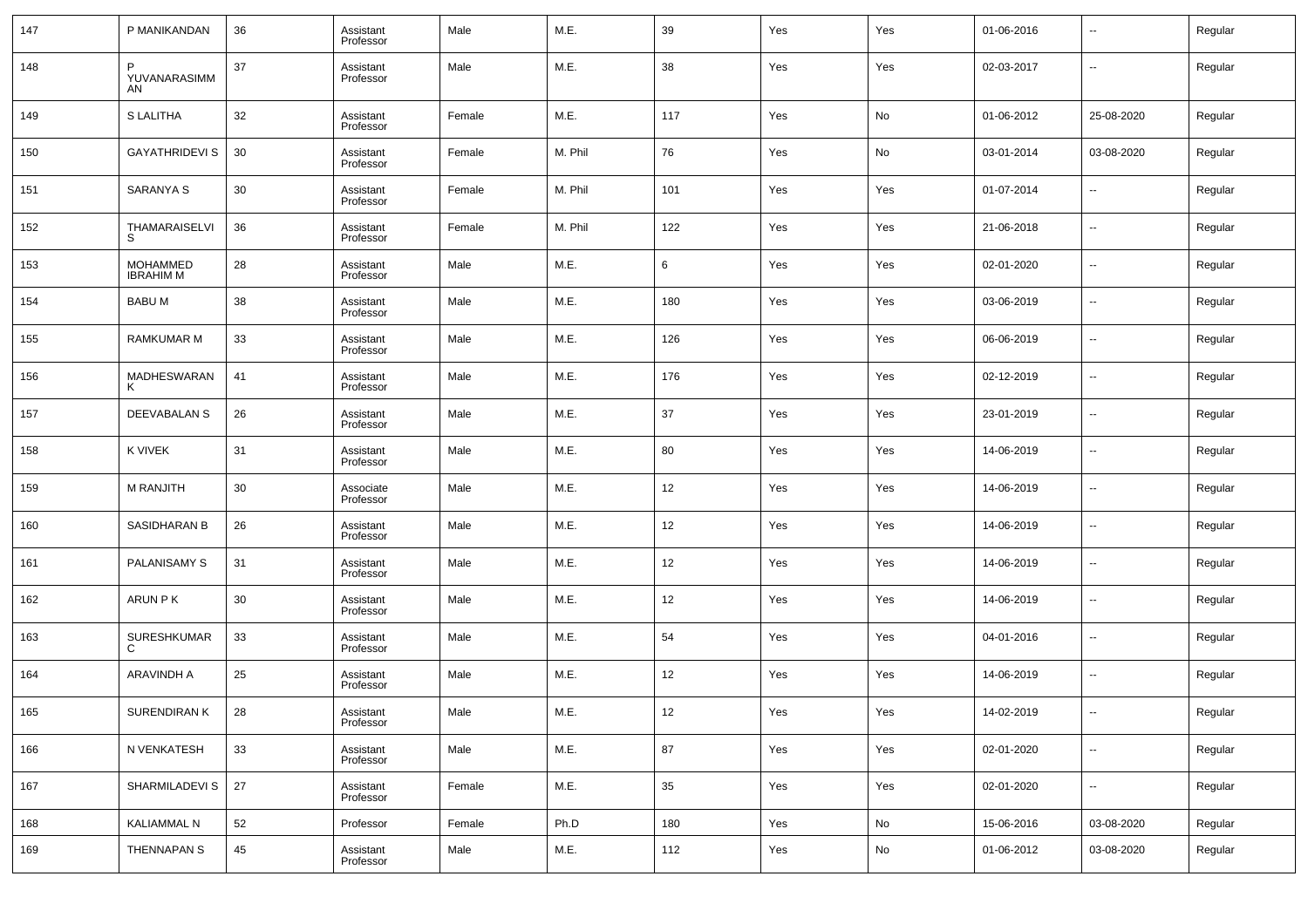| 147 | P MANIKANDAN | 36 | Assistant Professor | Male | M.E. | 39 | Yes | Yes | 01-06-2016 | -- | Regular |
|---|---|---|---|---|---|---|---|---|---|---|---|
| 148 | P YUVANARASIMMAN | 37 | Assistant Professor | Male | M.E. | 38 | Yes | Yes | 02-03-2017 | -- | Regular |
| 149 | S LALITHA | 32 | Assistant Professor | Female | M.E. | 117 | Yes | No | 01-06-2012 | 25-08-2020 | Regular |
| 150 | GAYATHRIDEVI S | 30 | Assistant Professor | Female | M. Phil | 76 | Yes | No | 03-01-2014 | 03-08-2020 | Regular |
| 151 | SARANYA S | 30 | Assistant Professor | Female | M. Phil | 101 | Yes | Yes | 01-07-2014 | -- | Regular |
| 152 | THAMARAISELVI S | 36 | Assistant Professor | Female | M. Phil | 122 | Yes | Yes | 21-06-2018 | -- | Regular |
| 153 | MOHAMMED IBRAHIM M | 28 | Assistant Professor | Male | M.E. | 6 | Yes | Yes | 02-01-2020 | -- | Regular |
| 154 | BABU M | 38 | Assistant Professor | Male | M.E. | 180 | Yes | Yes | 03-06-2019 | -- | Regular |
| 155 | RAMKUMAR M | 33 | Assistant Professor | Male | M.E. | 126 | Yes | Yes | 06-06-2019 | -- | Regular |
| 156 | MADHESWARAN K | 41 | Assistant Professor | Male | M.E. | 176 | Yes | Yes | 02-12-2019 | -- | Regular |
| 157 | DEEVABALAN S | 26 | Assistant Professor | Male | M.E. | 37 | Yes | Yes | 23-01-2019 | -- | Regular |
| 158 | K VIVEK | 31 | Assistant Professor | Male | M.E. | 80 | Yes | Yes | 14-06-2019 | -- | Regular |
| 159 | M RANJITH | 30 | Associate Professor | Male | M.E. | 12 | Yes | Yes | 14-06-2019 | -- | Regular |
| 160 | SASIDHARAN B | 26 | Assistant Professor | Male | M.E. | 12 | Yes | Yes | 14-06-2019 | -- | Regular |
| 161 | PALANISAMY S | 31 | Assistant Professor | Male | M.E. | 12 | Yes | Yes | 14-06-2019 | -- | Regular |
| 162 | ARUN P K | 30 | Assistant Professor | Male | M.E. | 12 | Yes | Yes | 14-06-2019 | -- | Regular |
| 163 | SURESHKUMAR C | 33 | Assistant Professor | Male | M.E. | 54 | Yes | Yes | 04-01-2016 | -- | Regular |
| 164 | ARAVINDH A | 25 | Assistant Professor | Male | M.E. | 12 | Yes | Yes | 14-06-2019 | -- | Regular |
| 165 | SURENDIRAN K | 28 | Assistant Professor | Male | M.E. | 12 | Yes | Yes | 14-02-2019 | -- | Regular |
| 166 | N VENKATESH | 33 | Assistant Professor | Male | M.E. | 87 | Yes | Yes | 02-01-2020 | -- | Regular |
| 167 | SHARMILADEVI S | 27 | Assistant Professor | Female | M.E. | 35 | Yes | Yes | 02-01-2020 | -- | Regular |
| 168 | KALIAMMAL N | 52 | Professor | Female | Ph.D | 180 | Yes | No | 15-06-2016 | 03-08-2020 | Regular |
| 169 | THENNAPAN S | 45 | Assistant Professor | Male | M.E. | 112 | Yes | No | 01-06-2012 | 03-08-2020 | Regular |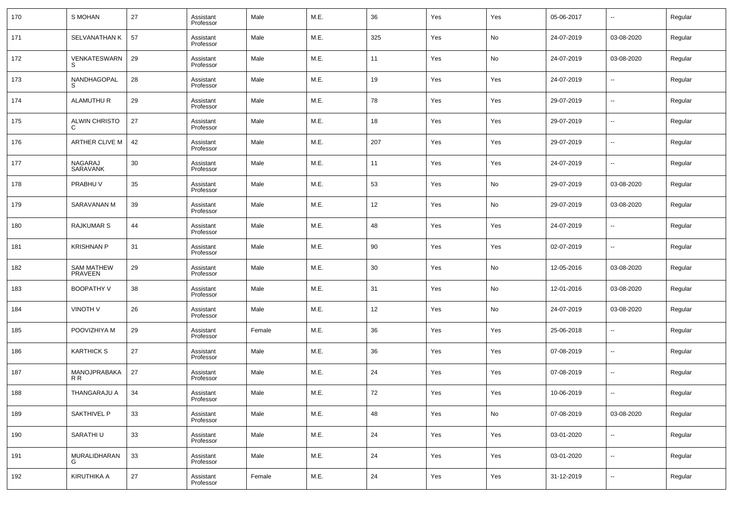| 170 | S MOHAN | 27 | Assistant Professor | Male | M.E. | 36 | Yes | Yes | 05-06-2017 | -- | Regular |
|---|---|---|---|---|---|---|---|---|---|---|---|
| 171 | SELVANATHAN K | 57 | Assistant Professor | Male | M.E. | 325 | Yes | No | 24-07-2019 | 03-08-2020 | Regular |
| 172 | VENKATESWARN S | 29 | Assistant Professor | Male | M.E. | 11 | Yes | No | 24-07-2019 | 03-08-2020 | Regular |
| 173 | NANDHAGOPAL S | 28 | Assistant Professor | Male | M.E. | 19 | Yes | Yes | 24-07-2019 | -- | Regular |
| 174 | ALAMUTHU R | 29 | Assistant Professor | Male | M.E. | 78 | Yes | Yes | 29-07-2019 | -- | Regular |
| 175 | ALWIN CHRISTO C | 27 | Assistant Professor | Male | M.E. | 18 | Yes | Yes | 29-07-2019 | -- | Regular |
| 176 | ARTHER CLIVE M | 42 | Assistant Professor | Male | M.E. | 207 | Yes | Yes | 29-07-2019 | -- | Regular |
| 177 | NAGARAJ SARAVANK | 30 | Assistant Professor | Male | M.E. | 11 | Yes | Yes | 24-07-2019 | -- | Regular |
| 178 | PRABHU V | 35 | Assistant Professor | Male | M.E. | 53 | Yes | No | 29-07-2019 | 03-08-2020 | Regular |
| 179 | SARAVANAN M | 39 | Assistant Professor | Male | M.E. | 12 | Yes | No | 29-07-2019 | 03-08-2020 | Regular |
| 180 | RAJKUMAR S | 44 | Assistant Professor | Male | M.E. | 48 | Yes | Yes | 24-07-2019 | -- | Regular |
| 181 | KRISHNAN P | 31 | Assistant Professor | Male | M.E. | 90 | Yes | Yes | 02-07-2019 | -- | Regular |
| 182 | SAM MATHEW PRAVEEN | 29 | Assistant Professor | Male | M.E. | 30 | Yes | No | 12-05-2016 | 03-08-2020 | Regular |
| 183 | BOOPATHY V | 38 | Assistant Professor | Male | M.E. | 31 | Yes | No | 12-01-2016 | 03-08-2020 | Regular |
| 184 | VINOTH V | 26 | Assistant Professor | Male | M.E. | 12 | Yes | No | 24-07-2019 | 03-08-2020 | Regular |
| 185 | POOVIZHIYA M | 29 | Assistant Professor | Female | M.E. | 36 | Yes | Yes | 25-06-2018 | -- | Regular |
| 186 | KARTHICK S | 27 | Assistant Professor | Male | M.E. | 36 | Yes | Yes | 07-08-2019 | -- | Regular |
| 187 | MANOJPRABAKA R R | 27 | Assistant Professor | Male | M.E. | 24 | Yes | Yes | 07-08-2019 | -- | Regular |
| 188 | THANGARAJU A | 34 | Assistant Professor | Male | M.E. | 72 | Yes | Yes | 10-06-2019 | -- | Regular |
| 189 | SAKTHIVEL P | 33 | Assistant Professor | Male | M.E. | 48 | Yes | No | 07-08-2019 | 03-08-2020 | Regular |
| 190 | SARATHI U | 33 | Assistant Professor | Male | M.E. | 24 | Yes | Yes | 03-01-2020 | -- | Regular |
| 191 | MURALIDHARAN G | 33 | Assistant Professor | Male | M.E. | 24 | Yes | Yes | 03-01-2020 | -- | Regular |
| 192 | KIRUTHIKA A | 27 | Assistant Professor | Female | M.E. | 24 | Yes | Yes | 31-12-2019 | -- | Regular |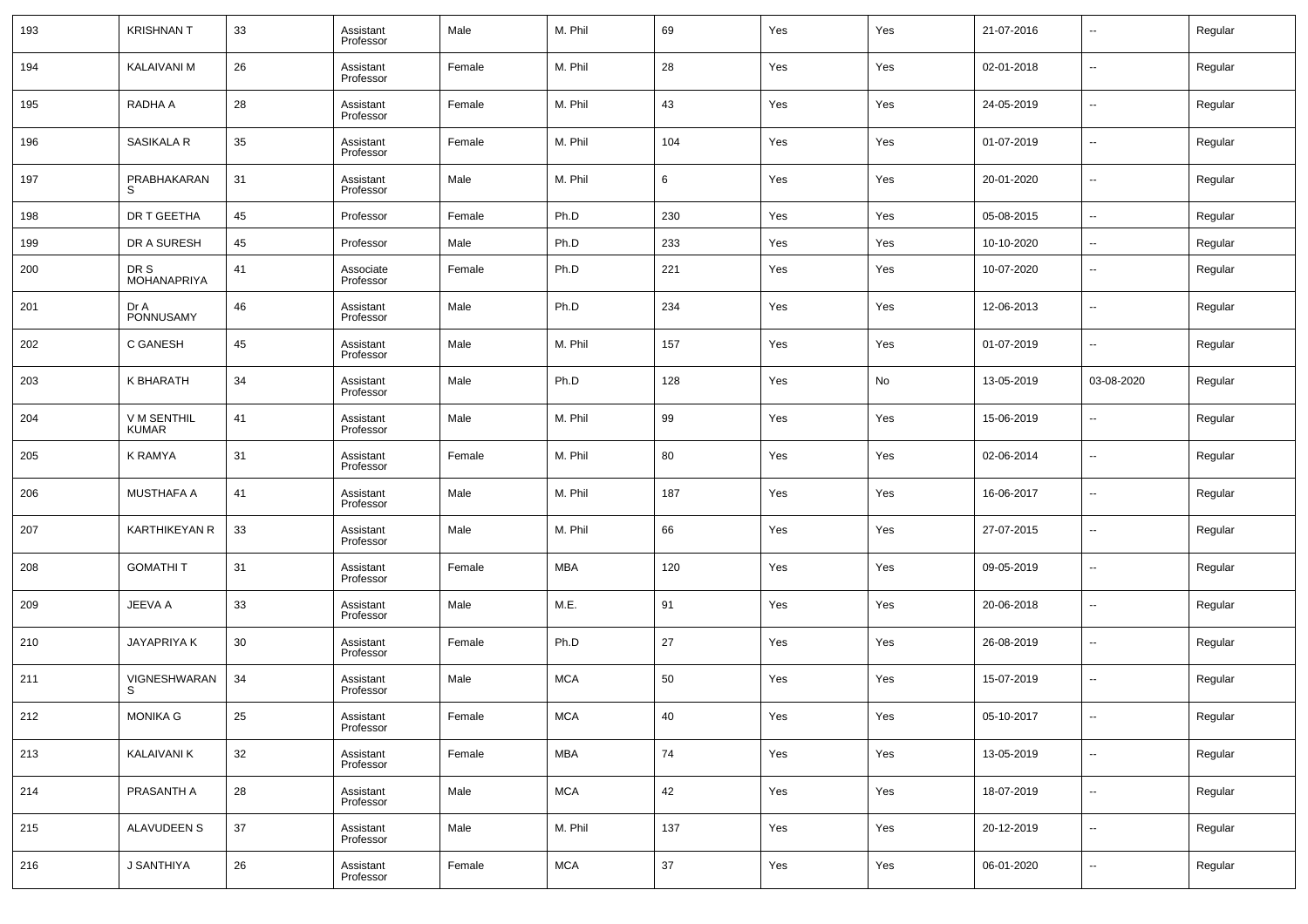| 193 | KRISHNAN T | 33 | Assistant Professor | Male | M. Phil | 69 | Yes | Yes | 21-07-2016 | -- | Regular |
|---|---|---|---|---|---|---|---|---|---|---|---|
| 194 | KALAIVANI M | 26 | Assistant Professor | Female | M. Phil | 28 | Yes | Yes | 02-01-2018 | -- | Regular |
| 195 | RADHA A | 28 | Assistant Professor | Female | M. Phil | 43 | Yes | Yes | 24-05-2019 | -- | Regular |
| 196 | SASIKALA R | 35 | Assistant Professor | Female | M. Phil | 104 | Yes | Yes | 01-07-2019 | -- | Regular |
| 197 | PRABHAKARAN S | 31 | Assistant Professor | Male | M. Phil | 6 | Yes | Yes | 20-01-2020 | -- | Regular |
| 198 | DR T GEETHA | 45 | Professor | Female | Ph.D | 230 | Yes | Yes | 05-08-2015 | -- | Regular |
| 199 | DR A SURESH | 45 | Professor | Male | Ph.D | 233 | Yes | Yes | 10-10-2020 | -- | Regular |
| 200 | DR S MOHANAPRIYA | 41 | Associate Professor | Female | Ph.D | 221 | Yes | Yes | 10-07-2020 | -- | Regular |
| 201 | Dr A PONNUSAMY | 46 | Assistant Professor | Male | Ph.D | 234 | Yes | Yes | 12-06-2013 | -- | Regular |
| 202 | C GANESH | 45 | Assistant Professor | Male | M. Phil | 157 | Yes | Yes | 01-07-2019 | -- | Regular |
| 203 | K BHARATH | 34 | Assistant Professor | Male | Ph.D | 128 | Yes | No | 13-05-2019 | 03-08-2020 | Regular |
| 204 | V M SENTHIL KUMAR | 41 | Assistant Professor | Male | M. Phil | 99 | Yes | Yes | 15-06-2019 | -- | Regular |
| 205 | K RAMYA | 31 | Assistant Professor | Female | M. Phil | 80 | Yes | Yes | 02-06-2014 | -- | Regular |
| 206 | MUSTHAFA A | 41 | Assistant Professor | Male | M. Phil | 187 | Yes | Yes | 16-06-2017 | -- | Regular |
| 207 | KARTHIKEYAN R | 33 | Assistant Professor | Male | M. Phil | 66 | Yes | Yes | 27-07-2015 | -- | Regular |
| 208 | GOMATHI T | 31 | Assistant Professor | Female | MBA | 120 | Yes | Yes | 09-05-2019 | -- | Regular |
| 209 | JEEVA A | 33 | Assistant Professor | Male | M.E. | 91 | Yes | Yes | 20-06-2018 | -- | Regular |
| 210 | JAYAPRIYA K | 30 | Assistant Professor | Female | Ph.D | 27 | Yes | Yes | 26-08-2019 | -- | Regular |
| 211 | VIGNESHWARAN S | 34 | Assistant Professor | Male | MCA | 50 | Yes | Yes | 15-07-2019 | -- | Regular |
| 212 | MONIKA G | 25 | Assistant Professor | Female | MCA | 40 | Yes | Yes | 05-10-2017 | -- | Regular |
| 213 | KALAIVANI K | 32 | Assistant Professor | Female | MBA | 74 | Yes | Yes | 13-05-2019 | -- | Regular |
| 214 | PRASANTH A | 28 | Assistant Professor | Male | MCA | 42 | Yes | Yes | 18-07-2019 | -- | Regular |
| 215 | ALAVUDEEN S | 37 | Assistant Professor | Male | M. Phil | 137 | Yes | Yes | 20-12-2019 | -- | Regular |
| 216 | J SANTHIYA | 26 | Assistant Professor | Female | MCA | 37 | Yes | Yes | 06-01-2020 | -- | Regular |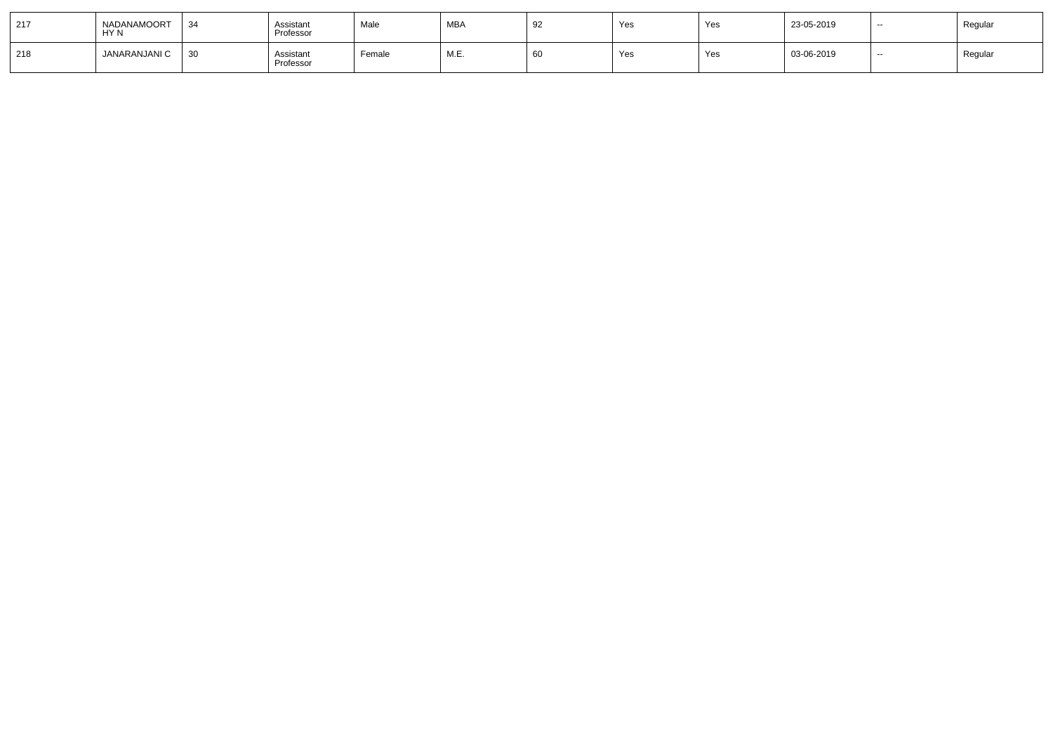| | | | | | | | | | | | |
|---|---|---|---|---|---|---|---|---|---|---|---|
| 217 | NADANAMOORTHY N | 34 | Assistant Professor | Male | MBA | 92 | Yes | Yes | 23-05-2019 | -- | Regular |
| 218 | JANARANJANI C | 30 | Assistant Professor | Female | M.E. | 60 | Yes | Yes | 03-06-2019 | -- | Regular |